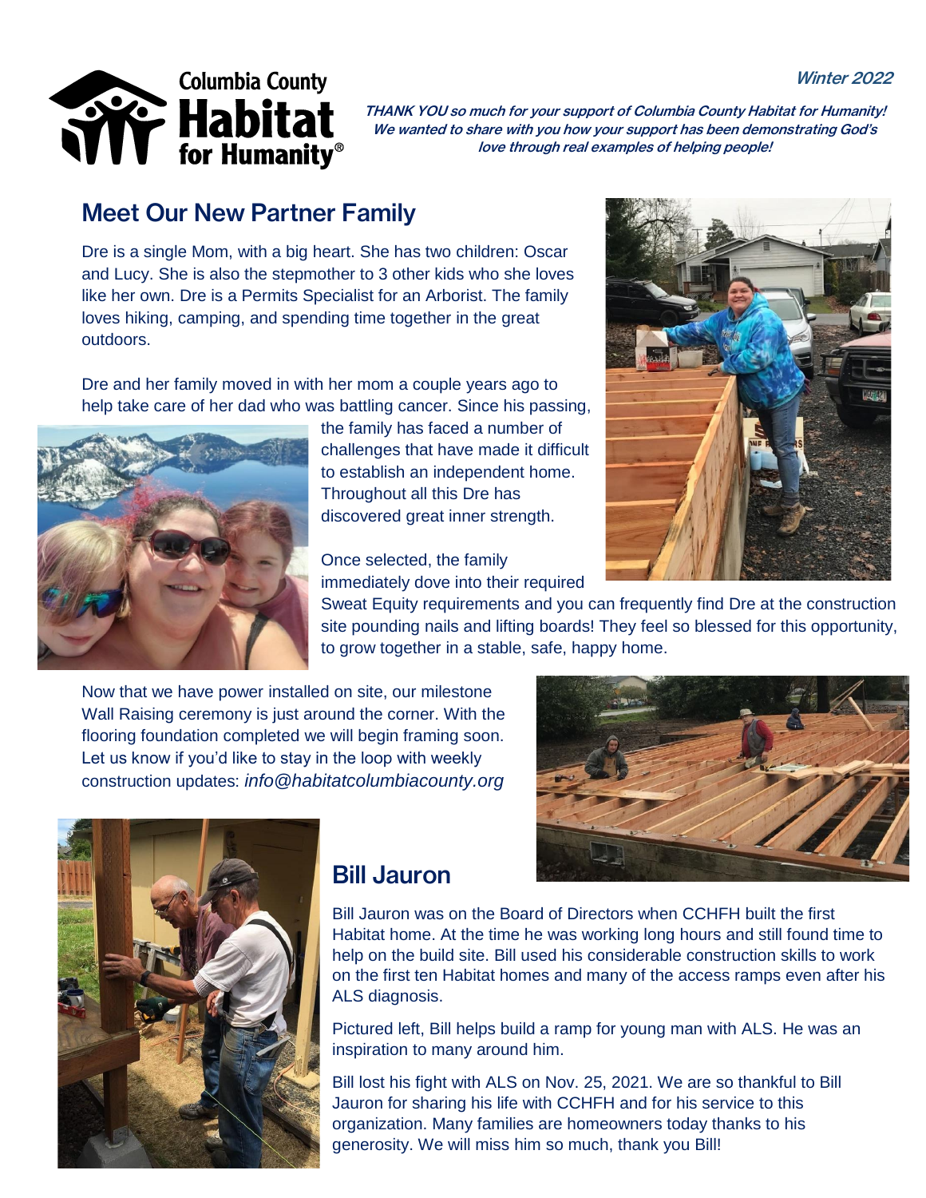Columbia County **Habitat** for Humanity®

*Winter 2022*

***THANK YOU so much for your support of Columbia County Habitat for Humanity! We wanted to share with you how your support has been demonstrating God's love through real examples of helping people!***

## Meet Our New Partner Family

Dre is a single Mom, with a big heart. She has two children: Oscar and Lucy. She is also the stepmother to 3 other kids who she loves like her own. Dre is a Permits Specialist for an Arborist. The family loves hiking, camping, and spending time together in the great outdoors.

Dre and her family moved in with her mom a couple years ago to help take care of her dad who was battling cancer. Since his passing, the family has faced a number of challenges that have made it difficult to establish an independent home. Throughout all this Dre has discovered great inner strength.

Once selected, the family immediately dove into their required Sweat Equity requirements and you can frequently find Dre at the construction site pounding nails and lifting boards! They feel so blessed for this opportunity, to grow together in a stable, safe, happy home.

Now that we have power installed on site, our milestone Wall Raising ceremony is just around the corner. With the flooring foundation completed we will begin framing soon. Let us know if you'd like to stay in the loop with weekly construction updates: *info@habitatcolumbiacounty.org*

## Bill Jauron

Bill Jauron was on the Board of Directors when CCHFH built the first Habitat home. At the time he was working long hours and still found time to help on the build site. Bill used his considerable construction skills to work on the first ten Habitat homes and many of the access ramps even after his ALS diagnosis.

Pictured left, Bill helps build a ramp for young man with ALS. He was an inspiration to many around him.

Bill lost his fight with ALS on Nov. 25, 2021. We are so thankful to Bill Jauron for sharing his life with CCHFH and for his service to this organization. Many families are homeowners today thanks to his generosity. We will miss him so much, thank you Bill!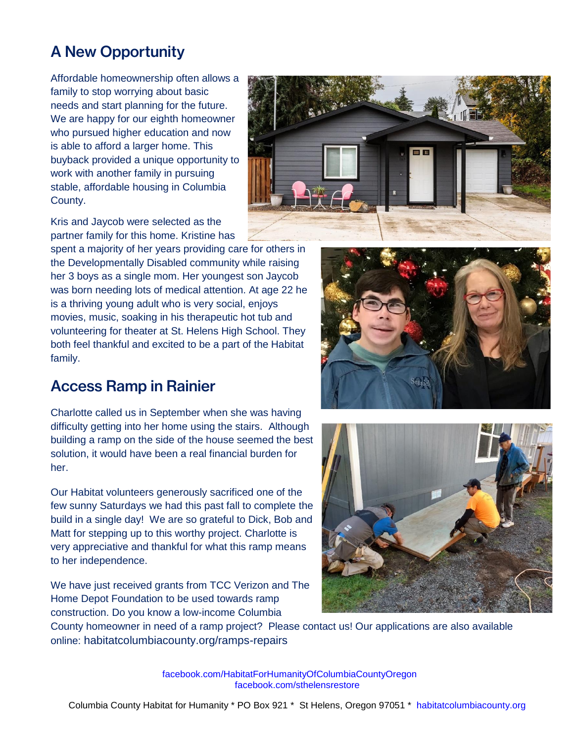## A New Opportunity

Affordable homeownership often allows a family to stop worrying about basic needs and start planning for the future. We are happy for our eighth homeowner who pursued higher education and now is able to afford a larger home. This buyback provided a unique opportunity to work with another family in pursuing stable, affordable housing in Columbia County.

Kris and Jaycob were selected as the partner family for this home. Kristine has spent a majority of her years providing care for others in the Developmentally Disabled community while raising her 3 boys as a single mom. Her youngest son Jaycob was born needing lots of medical attention. At age 22 he is a thriving young adult who is very social, enjoys movies, music, soaking in his therapeutic hot tub and volunteering for theater at St. Helens High School. They both feel thankful and excited to be a part of the Habitat family.

## Access Ramp in Rainier

Charlotte called us in September when she was having difficulty getting into her home using the stairs. Although building a ramp on the side of the house seemed the best solution, it would have been a real financial burden for her.

Our Habitat volunteers generously sacrificed one of the few sunny Saturdays we had this past fall to complete the build in a single day! We are so grateful to Dick, Bob and Matt for stepping up to this worthy project. Charlotte is very appreciative and thankful for what this ramp means to her independence.

We have just received grants from TCC Verizon and The Home Depot Foundation to be used towards ramp construction. Do you know a low-income Columbia County homeowner in need of a ramp project? Please contact us! Our applications are also available online: habitatcolumbiacounty.org/ramps-repairs

facebook.com/HabitatForHumanityOfColumbiaCountyOregon
facebook.com/sthelensrestore

Columbia County Habitat for Humanity * PO Box 921 * St Helens, Oregon 97051 * habitatcolumbiacounty.org